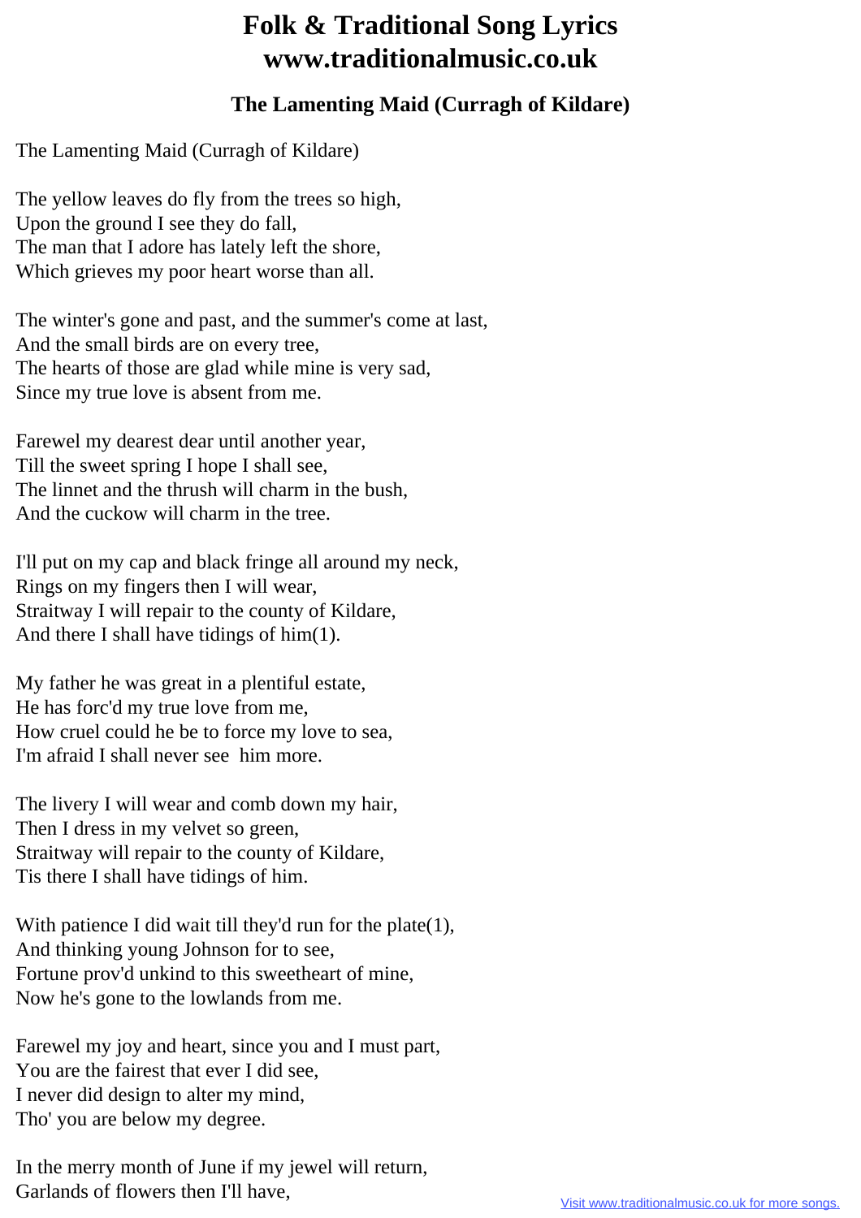# Folk & Traditional Song Lyrics
# www.traditionalmusic.co.uk

## The Lamenting Maid (Curragh of Kildare)

The Lamenting Maid (Curragh of Kildare)

The yellow leaves do fly from the trees so high,
Upon the ground I see they do fall,
The man that I adore has lately left the shore,
Which grieves my poor heart worse than all.

The winter's gone and past, and the summer's come at last,
And the small birds are on every tree,
The hearts of those are glad while mine is very sad,
Since my true love is absent from me.

Farewel my dearest dear until another year,
Till the sweet spring I hope I shall see,
The linnet and the thrush will charm in the bush,
And the cuckow will charm in the tree.

I'll put on my cap and black fringe all around my neck,
Rings on my fingers then I will wear,
Straitway I will repair to the county of Kildare,
And there I shall have tidings of him(1).

My father he was great in a plentiful estate,
He has forc'd my true love from me,
How cruel could he be to force my love to sea,
I'm afraid I shall never see him more.

The livery I will wear and comb down my hair,
Then I dress in my velvet so green,
Straitway will repair to the county of Kildare,
Tis there I shall have tidings of him.

With patience I did wait till they'd run for the plate(1),
And thinking young Johnson for to see,
Fortune prov'd unkind to this sweetheart of mine,
Now he's gone to the lowlands from me.

Farewel my joy and heart, since you and I must part,
You are the fairest that ever I did see,
I never did design to alter my mind,
Tho' you are below my degree.

In the merry month of June if my jewel will return,
Garlands of flowers then I'll have,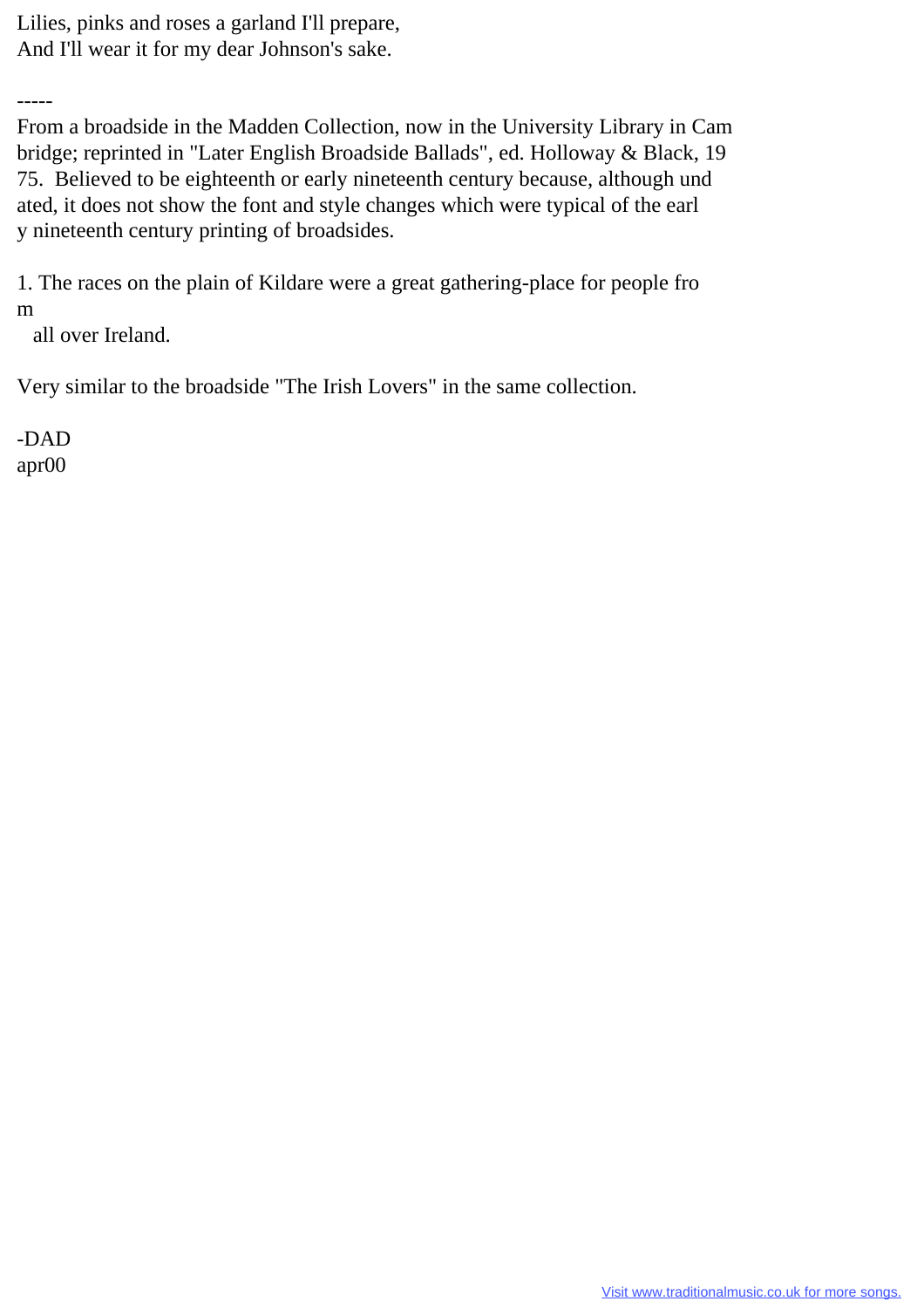Lilies, pinks and roses a garland I'll prepare,
And I'll wear it for my dear Johnson's sake.

-----

From a broadside in the Madden Collection, now in the University Library in Cambridge; reprinted in "Later English Broadside Ballads", ed. Holloway & Black, 1975. Believed to be eighteenth or early nineteenth century because, although undated, it does not show the font and style changes which were typical of the early nineteenth century printing of broadsides.

1. The races on the plain of Kildare were a great gathering-place for people from all over Ireland.

Very similar to the broadside "The Irish Lovers" in the same collection.

-DAD
apr00